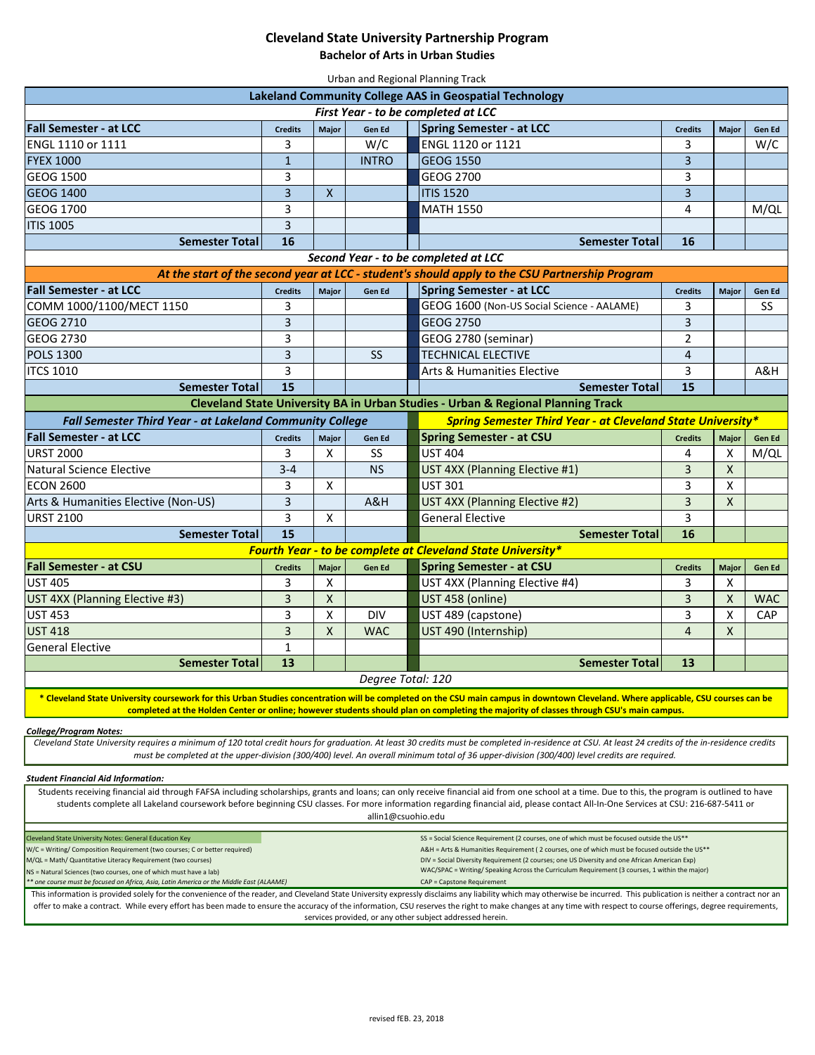# Cleveland State University Partnership Program

## Bachelor of Arts in Urban Studies

Urban and Regional Planning Track

| Lakeland Community College AAS in Geospatial Technology | | | | | | | |
|---|---|---|---|---|---|---|---|
| ***First Year - to be completed at LCC*** | | | | | | | |
| **Fall Semester - at LCC** | **Credits** | **Major** | **Gen Ed** | **Spring Semester - at LCC** | **Credits** | **Major** | **Gen Ed** |
| ENGL 1110 or 1111 | 3 | | W/C | ENGL 1120 or 1121 | 3 | | W/C |
| FYEX 1000 | 1 | | INTRO | GEOG 1550 | 3 | | |
| GEOG 1500 | 3 | | | GEOG 2700 | 3 | | |
| GEOG 1400 | 3 | X | | ITIS 1520 | 3 | | |
| GEOG 1700 | 3 | | | MATH 1550 | 4 | | M/QL |
| ITIS 1005 | 3 | | | | | | |
| **Semester Total** | **16** | | | **Semester Total** | **16** | | |
| ***Second Year - to be completed at LCC*** | | | | | | | |
| ***At the start of the second year at LCC - student's should apply to the CSU Partnership Program*** | | | | | | | |
| **Fall Semester - at LCC** | **Credits** | **Major** | **Gen Ed** | **Spring Semester - at LCC** | **Credits** | **Major** | **Gen Ed** |
| COMM 1000/1100/MECT 1150 | 3 | | | GEOG 1600 (Non-US Social Science - AALAME) | 3 | | SS |
| GEOG 2710 | 3 | | | GEOG 2750 | 3 | | |
| GEOG 2730 | 3 | | | GEOG 2780 (seminar) | 2 | | |
| POLS 1300 | 3 | | SS | TECHNICAL ELECTIVE | 4 | | |
| ITCS 1010 | 3 | | | Arts & Humanities Elective | 3 | | A&H |
| **Semester Total** | **15** | | | **Semester Total** | **15** | | |
| **Cleveland State University BA in Urban Studies - Urban & Regional Planning Track** | | | | | | | |
| ***Fall Semester Third Year - at Lakeland Community College*** | | | | ***Spring Semester Third Year - at Cleveland State University**** | | | |
| **Fall Semester - at LCC** | **Credits** | **Major** | **Gen Ed** | **Spring Semester - at CSU** | **Credits** | **Major** | **Gen Ed** |
| URST 2000 | 3 | X | SS | UST 404 | 4 | X | M/QL |
| Natural Science Elective | 3-4 | | NS | UST 4XX (Planning Elective #1) | 3 | X | |
| ECON 2600 | 3 | X | | UST 301 | 3 | X | |
| Arts & Humanities Elective (Non-US) | 3 | | A&H | UST 4XX (Planning Elective #2) | 3 | X | |
| URST 2100 | 3 | X | | General Elective | 3 | | |
| **Semester Total** | **15** | | | **Semester Total** | **16** | | |
| ***Fourth Year - to be complete at Cleveland State University**** | | | | | | | |
| **Fall Semester - at CSU** | **Credits** | **Major** | **Gen Ed** | **Spring Semester - at CSU** | **Credits** | **Major** | **Gen Ed** |
| UST 405 | 3 | X | | UST 4XX (Planning Elective #4) | 3 | X | |
| UST 4XX (Planning Elective #3) | 3 | X | | UST 458 (online) | 3 | X | WAC |
| UST 453 | 3 | X | DIV | UST 489 (capstone) | 3 | X | CAP |
| UST 418 | 3 | X | WAC | UST 490 (Internship) | 4 | X | |
| General Elective | 1 | | | | | | |
| **Semester Total** | **13** | | | **Semester Total** | **13** | | |
| *Degree Total: 120* | | | | | | | |

**\* Cleveland State University coursework for this Urban Studies concentration will be completed on the CSU main campus in downtown Cleveland. Where applicable, CSU courses can be completed at the Holden Center or online; however students should plan on completing the majority of classes through CSU's main campus.**

***College/Program Notes:***

*Cleveland State University requires a minimum of 120 total credit hours for graduation. At least 30 credits must be completed in-residence at CSU. At least 24 credits of the in-residence credits must be completed at the upper-division (300/400) level. An overall minimum total of 36 upper-division (300/400) level credits are required.*

***Student Financial Aid Information:***

Students receiving financial aid through FAFSA including scholarships, grants and loans; can only receive financial aid from one school at a time. Due to this, the program is outlined to have students complete all Lakeland coursework before beginning CSU classes. For more information regarding financial aid, please contact All-In-One Services at CSU: 216-687-5411 or allin1@csuohio.edu

Cleveland State University Notes: General Education Key

- W/C = Writing/ Composition Requirement (two courses; C or better required)
- M/QL = Math/ Quantitative Literacy Requirement (two courses)
- NS = Natural Sciences (two courses, one of which must have a lab)
- *\*\* one course must be focused on Africa, Asia, Latin America or the Middle East (ALAAME)*
- SS = Social Science Requirement (2 courses, one of which must be focused outside the US\*\*
- A&H = Arts & Humanities Requirement ( 2 courses, one of which must be focused outside the US\*\*
- DIV = Social Diversity Requirement (2 courses; one US Diversity and one African American Exp)
- WAC/SPAC = Writing/ Speaking Across the Curriculum Requirement (3 courses, 1 within the major)
- CAP = Capstone Requirement

This information is provided solely for the convenience of the reader, and Cleveland State University expressly disclaims any liability which may otherwise be incurred. This publication is neither a contract nor an offer to make a contract. While every effort has been made to ensure the accuracy of the information, CSU reserves the right to make changes at any time with respect to course offerings, degree requirements, services provided, or any other subject addressed herein.

revised fEB. 23, 2018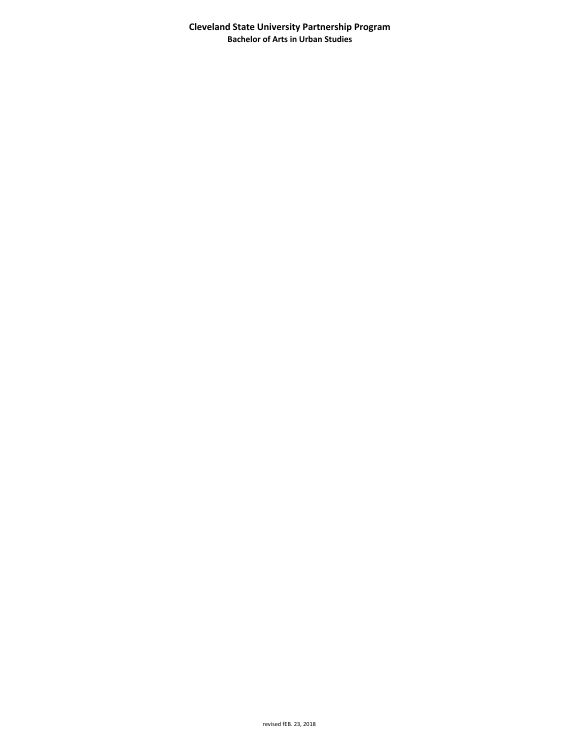# Cleveland State University Partnership Program

## Bachelor of Arts in Urban Studies